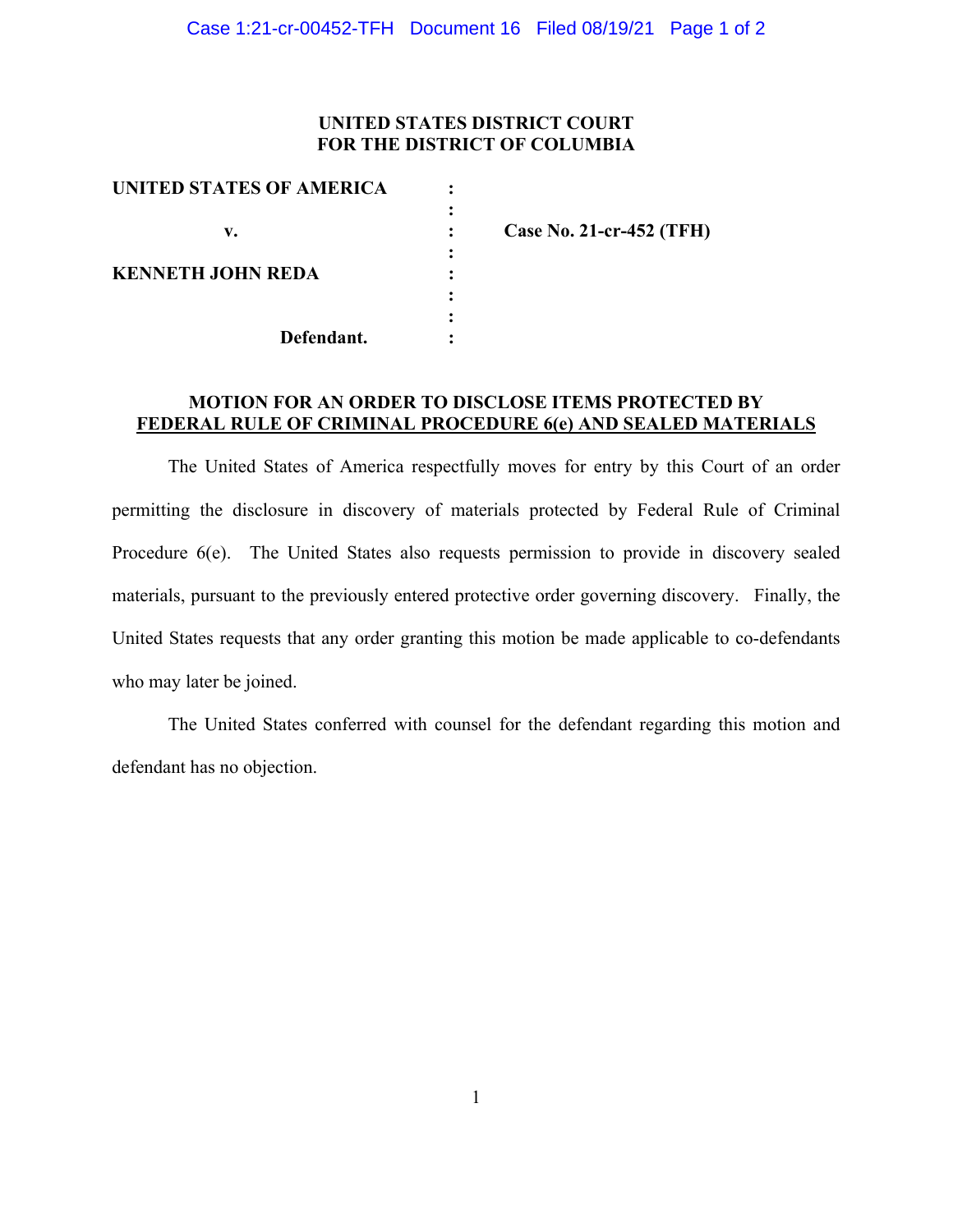**UNITED STATES DISTRICT COURT**
**FOR THE DISTRICT OF COLUMBIA**

| | | |
|---|---|---|
| **UNITED STATES OF AMERICA** | : | |
| | : | |
| **v.** | : | **Case No. 21-cr-452 (TFH)** |
| | : | |
| **KENNETH JOHN REDA** | : | |
| | : | |
| | : | |
| **Defendant.** | : | |

**MOTION FOR AN ORDER TO DISCLOSE ITEMS PROTECTED BY FEDERAL RULE OF CRIMINAL PROCEDURE 6(e) AND SEALED MATERIALS**

The United States of America respectfully moves for entry by this Court of an order permitting the disclosure in discovery of materials protected by Federal Rule of Criminal Procedure 6(e). The United States also requests permission to provide in discovery sealed materials, pursuant to the previously entered protective order governing discovery. Finally, the United States requests that any order granting this motion be made applicable to co-defendants who may later be joined.

The United States conferred with counsel for the defendant regarding this motion and defendant has no objection.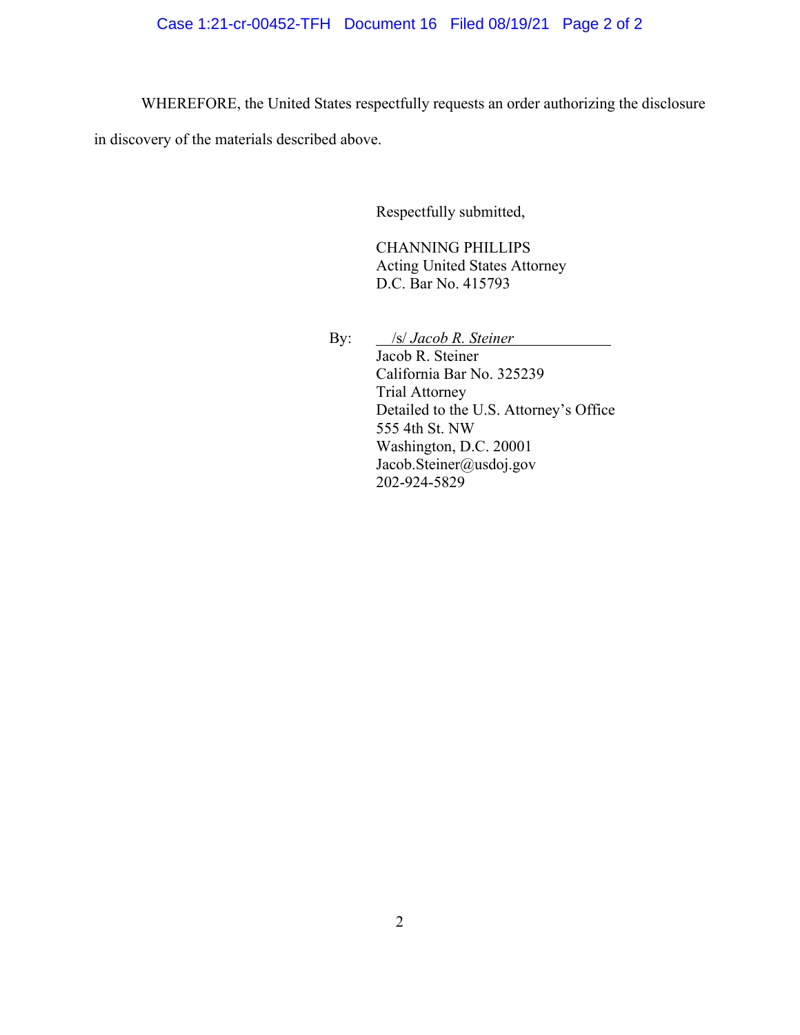WHEREFORE, the United States respectfully requests an order authorizing the disclosure in discovery of the materials described above.

Respectfully submitted,

CHANNING PHILLIPS
Acting United States Attorney
D.C. Bar No. 415793

By: /s/ *Jacob R. Steiner*
Jacob R. Steiner
California Bar No. 325239
Trial Attorney
Detailed to the U.S. Attorney's Office
555 4th St. NW
Washington, D.C. 20001
Jacob.Steiner@usdoj.gov
202-924-5829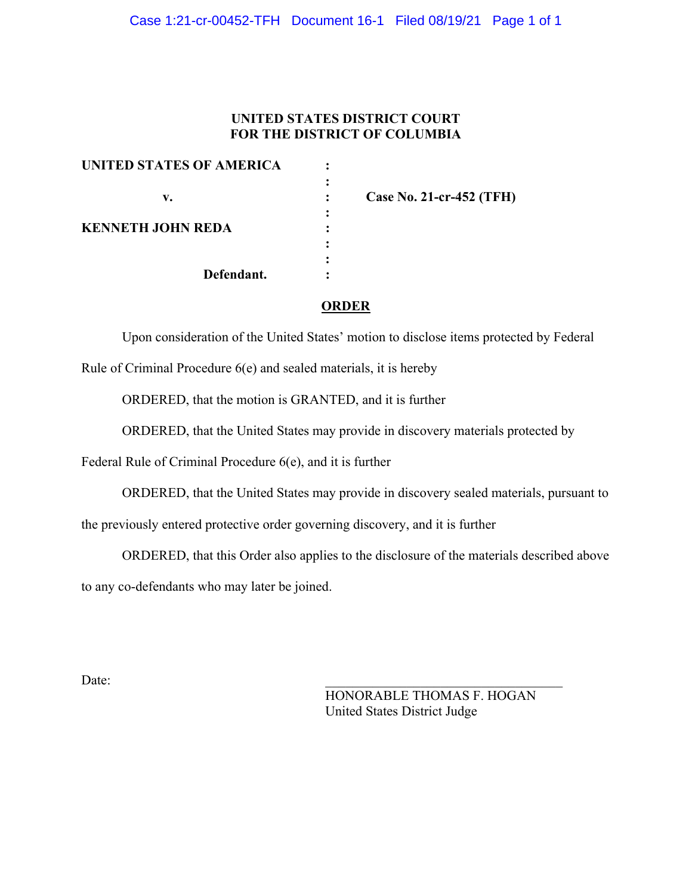**UNITED STATES DISTRICT COURT**
**FOR THE DISTRICT OF COLUMBIA**

| | | |
|---|---|---|
| **UNITED STATES OF AMERICA** | : | |
| | : | |
| **v.** | : | **Case No. 21-cr-452 (TFH)** |
| | : | |
| **KENNETH JOHN REDA** | : | |
| | : | |
| | : | |
| **Defendant.** | : | |

**ORDER**

Upon consideration of the United States' motion to disclose items protected by Federal Rule of Criminal Procedure 6(e) and sealed materials, it is hereby

ORDERED, that the motion is GRANTED, and it is further

ORDERED, that the United States may provide in discovery materials protected by Federal Rule of Criminal Procedure 6(e), and it is further

ORDERED, that the United States may provide in discovery sealed materials, pursuant to the previously entered protective order governing discovery, and it is further

ORDERED, that this Order also applies to the disclosure of the materials described above to any co-defendants who may later be joined.

Date:

\_\_\_\_\_\_\_\_\_\_\_\_\_\_\_\_\_\_\_\_\_\_\_\_\_\_\_\_\_\_\_\_\_\_
HONORABLE THOMAS F. HOGAN
United States District Judge